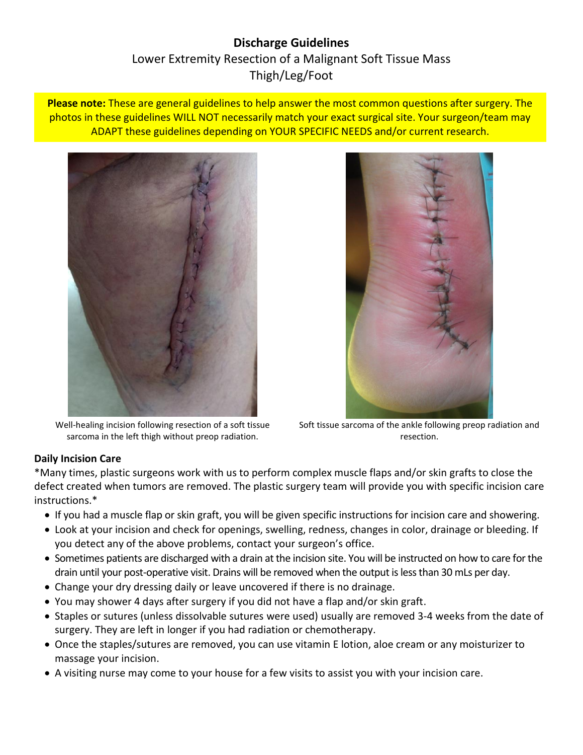# Discharge Guidelines

## Lower Extremity Resection of a Malignant Soft Tissue Mass
## Thigh/Leg/Foot

**Please note:** These are general guidelines to help answer the most common questions after surgery. The photos in these guidelines WILL NOT necessarily match your exact surgical site. Your surgeon/team may ADAPT these guidelines depending on YOUR SPECIFIC NEEDS and/or current research.

Well-healing incision following resection of a soft tissue sarcoma in the left thigh without preop radiation.

Soft tissue sarcoma of the ankle following preop radiation and resection.

### Daily Incision Care

*Many times, plastic surgeons work with us to perform complex muscle flaps and/or skin grafts to close the defect created when tumors are removed. The plastic surgery team will provide you with specific incision care instructions.*

- If you had a muscle flap or skin graft, you will be given specific instructions for incision care and showering.
- Look at your incision and check for openings, swelling, redness, changes in color, drainage or bleeding. If you detect any of the above problems, contact your surgeon's office.
- Sometimes patients are discharged with a drain at the incision site. You will be instructed on how to care for the drain until your post-operative visit. Drains will be removed when the output is less than 30 mLs per day.
- Change your dry dressing daily or leave uncovered if there is no drainage.
- You may shower 4 days after surgery if you did not have a flap and/or skin graft.
- Staples or sutures (unless dissolvable sutures were used) usually are removed 3-4 weeks from the date of surgery. They are left in longer if you had radiation or chemotherapy.
- Once the staples/sutures are removed, you can use vitamin E lotion, aloe cream or any moisturizer to massage your incision.
- A visiting nurse may come to your house for a few visits to assist you with your incision care.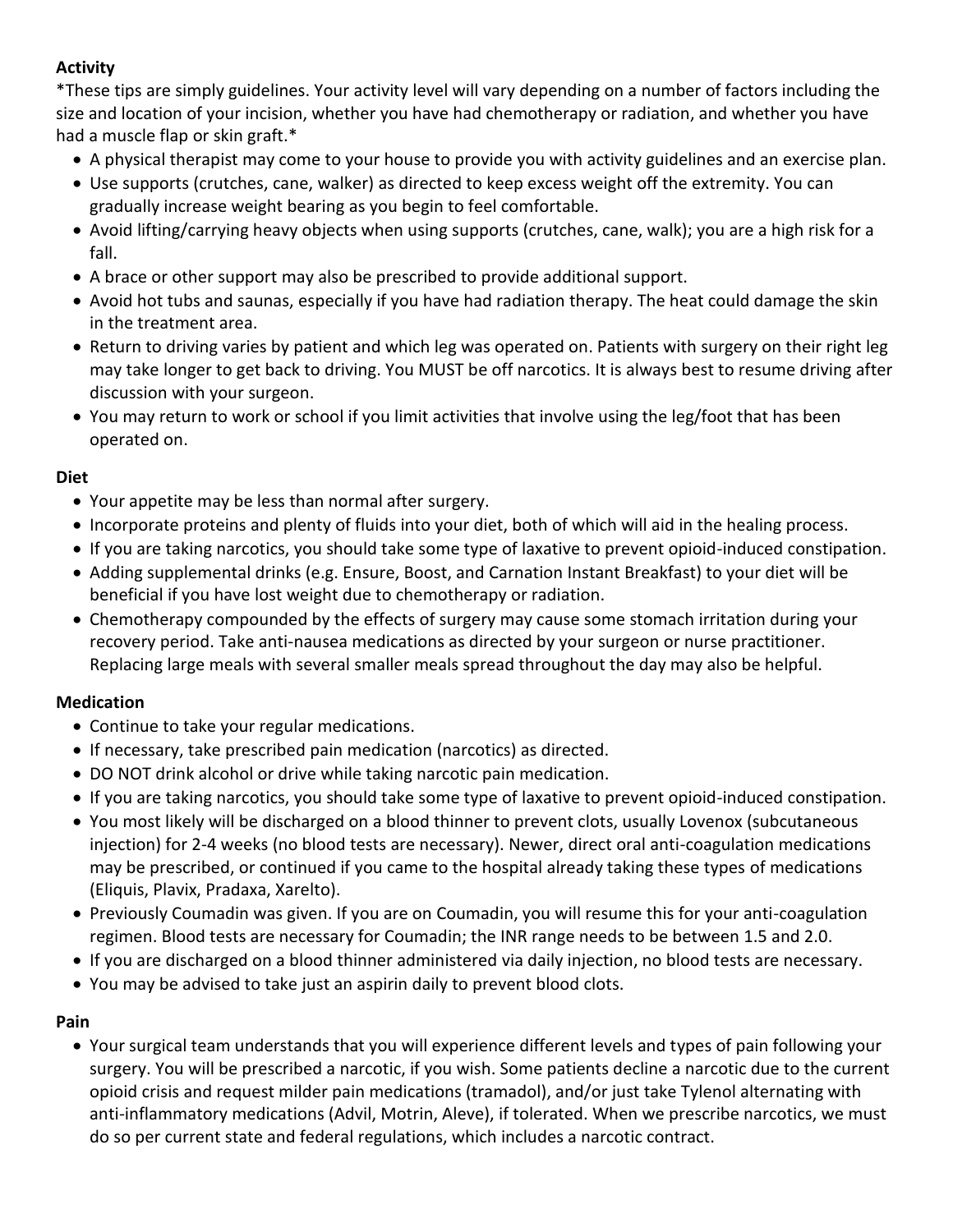**Activity**

*These tips are simply guidelines. Your activity level will vary depending on a number of factors including the size and location of your incision, whether you have had chemotherapy or radiation, and whether you have had a muscle flap or skin graft.*

- A physical therapist may come to your house to provide you with activity guidelines and an exercise plan.
- Use supports (crutches, cane, walker) as directed to keep excess weight off the extremity. You can gradually increase weight bearing as you begin to feel comfortable.
- Avoid lifting/carrying heavy objects when using supports (crutches, cane, walk); you are a high risk for a fall.
- A brace or other support may also be prescribed to provide additional support.
- Avoid hot tubs and saunas, especially if you have had radiation therapy. The heat could damage the skin in the treatment area.
- Return to driving varies by patient and which leg was operated on. Patients with surgery on their right leg may take longer to get back to driving. You MUST be off narcotics. It is always best to resume driving after discussion with your surgeon.
- You may return to work or school if you limit activities that involve using the leg/foot that has been operated on.

**Diet**

- Your appetite may be less than normal after surgery.
- Incorporate proteins and plenty of fluids into your diet, both of which will aid in the healing process.
- If you are taking narcotics, you should take some type of laxative to prevent opioid-induced constipation.
- Adding supplemental drinks (e.g. Ensure, Boost, and Carnation Instant Breakfast) to your diet will be beneficial if you have lost weight due to chemotherapy or radiation.
- Chemotherapy compounded by the effects of surgery may cause some stomach irritation during your recovery period. Take anti-nausea medications as directed by your surgeon or nurse practitioner. Replacing large meals with several smaller meals spread throughout the day may also be helpful.

**Medication**

- Continue to take your regular medications.
- If necessary, take prescribed pain medication (narcotics) as directed.
- DO NOT drink alcohol or drive while taking narcotic pain medication.
- If you are taking narcotics, you should take some type of laxative to prevent opioid-induced constipation.
- You most likely will be discharged on a blood thinner to prevent clots, usually Lovenox (subcutaneous injection) for 2-4 weeks (no blood tests are necessary). Newer, direct oral anti-coagulation medications may be prescribed, or continued if you came to the hospital already taking these types of medications (Eliquis, Plavix, Pradaxa, Xarelto).
- Previously Coumadin was given. If you are on Coumadin, you will resume this for your anti-coagulation regimen. Blood tests are necessary for Coumadin; the INR range needs to be between 1.5 and 2.0.
- If you are discharged on a blood thinner administered via daily injection, no blood tests are necessary.
- You may be advised to take just an aspirin daily to prevent blood clots.

**Pain**

- Your surgical team understands that you will experience different levels and types of pain following your surgery. You will be prescribed a narcotic, if you wish. Some patients decline a narcotic due to the current opioid crisis and request milder pain medications (tramadol), and/or just take Tylenol alternating with anti-inflammatory medications (Advil, Motrin, Aleve), if tolerated. When we prescribe narcotics, we must do so per current state and federal regulations, which includes a narcotic contract.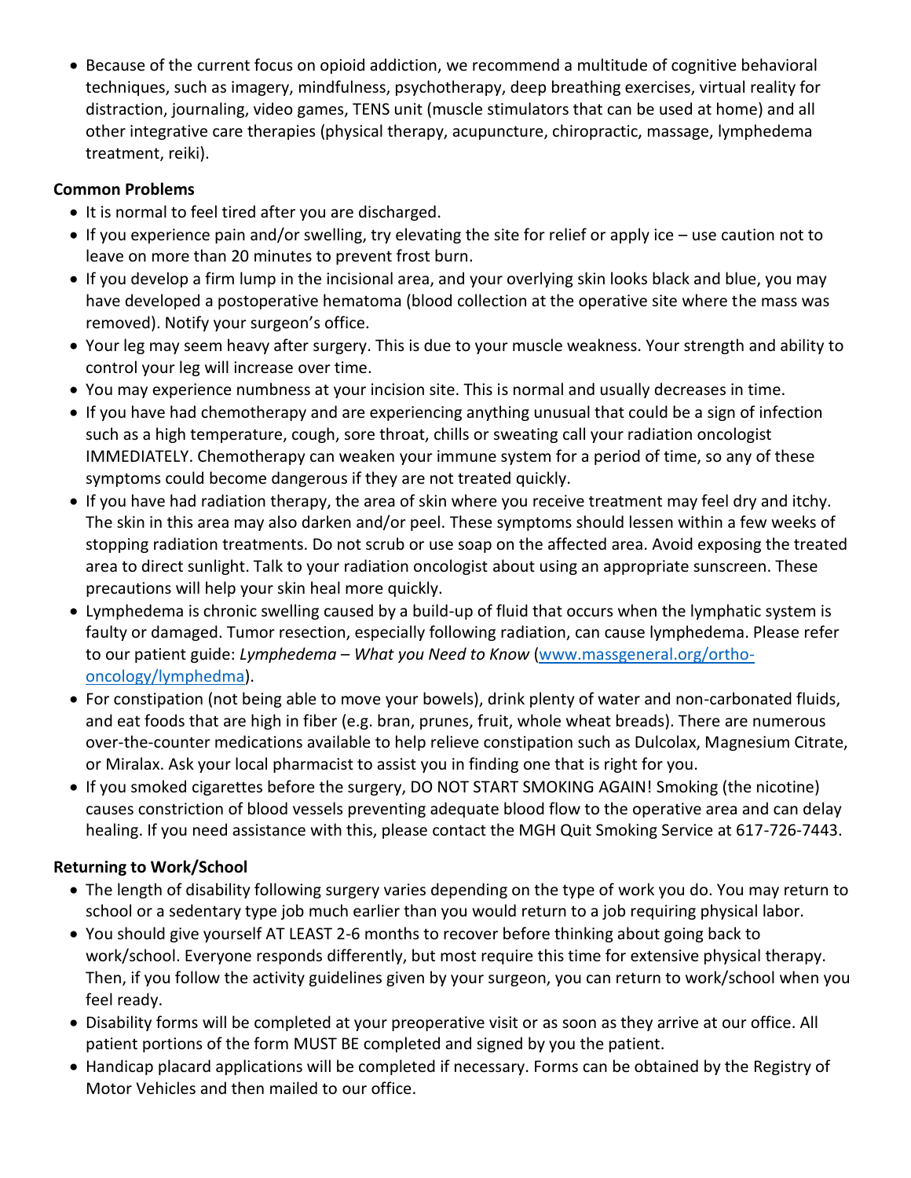- Because of the current focus on opioid addiction, we recommend a multitude of cognitive behavioral techniques, such as imagery, mindfulness, psychotherapy, deep breathing exercises, virtual reality for distraction, journaling, video games, TENS unit (muscle stimulators that can be used at home) and all other integrative care therapies (physical therapy, acupuncture, chiropractic, massage, lymphedema treatment, reiki).

**Common Problems**

- It is normal to feel tired after you are discharged.
- If you experience pain and/or swelling, try elevating the site for relief or apply ice – use caution not to leave on more than 20 minutes to prevent frost burn.
- If you develop a firm lump in the incisional area, and your overlying skin looks black and blue, you may have developed a postoperative hematoma (blood collection at the operative site where the mass was removed). Notify your surgeon's office.
- Your leg may seem heavy after surgery. This is due to your muscle weakness. Your strength and ability to control your leg will increase over time.
- You may experience numbness at your incision site. This is normal and usually decreases in time.
- If you have had chemotherapy and are experiencing anything unusual that could be a sign of infection such as a high temperature, cough, sore throat, chills or sweating call your radiation oncologist IMMEDIATELY. Chemotherapy can weaken your immune system for a period of time, so any of these symptoms could become dangerous if they are not treated quickly.
- If you have had radiation therapy, the area of skin where you receive treatment may feel dry and itchy. The skin in this area may also darken and/or peel. These symptoms should lessen within a few weeks of stopping radiation treatments. Do not scrub or use soap on the affected area. Avoid exposing the treated area to direct sunlight. Talk to your radiation oncologist about using an appropriate sunscreen. These precautions will help your skin heal more quickly.
- Lymphedema is chronic swelling caused by a build-up of fluid that occurs when the lymphatic system is faulty or damaged. Tumor resection, especially following radiation, can cause lymphedema. Please refer to our patient guide: *Lymphedema – What you Need to Know* ([www.massgeneral.org/ortho-oncology/lymphedma](www.massgeneral.org/ortho-oncology/lymphedma)).
- For constipation (not being able to move your bowels), drink plenty of water and non-carbonated fluids, and eat foods that are high in fiber (e.g. bran, prunes, fruit, whole wheat breads). There are numerous over-the-counter medications available to help relieve constipation such as Dulcolax, Magnesium Citrate, or Miralax. Ask your local pharmacist to assist you in finding one that is right for you.
- If you smoked cigarettes before the surgery, DO NOT START SMOKING AGAIN! Smoking (the nicotine) causes constriction of blood vessels preventing adequate blood flow to the operative area and can delay healing. If you need assistance with this, please contact the MGH Quit Smoking Service at 617-726-7443.

**Returning to Work/School**

- The length of disability following surgery varies depending on the type of work you do. You may return to school or a sedentary type job much earlier than you would return to a job requiring physical labor.
- You should give yourself AT LEAST 2-6 months to recover before thinking about going back to work/school. Everyone responds differently, but most require this time for extensive physical therapy. Then, if you follow the activity guidelines given by your surgeon, you can return to work/school when you feel ready.
- Disability forms will be completed at your preoperative visit or as soon as they arrive at our office. All patient portions of the form MUST BE completed and signed by you the patient.
- Handicap placard applications will be completed if necessary. Forms can be obtained by the Registry of Motor Vehicles and then mailed to our office.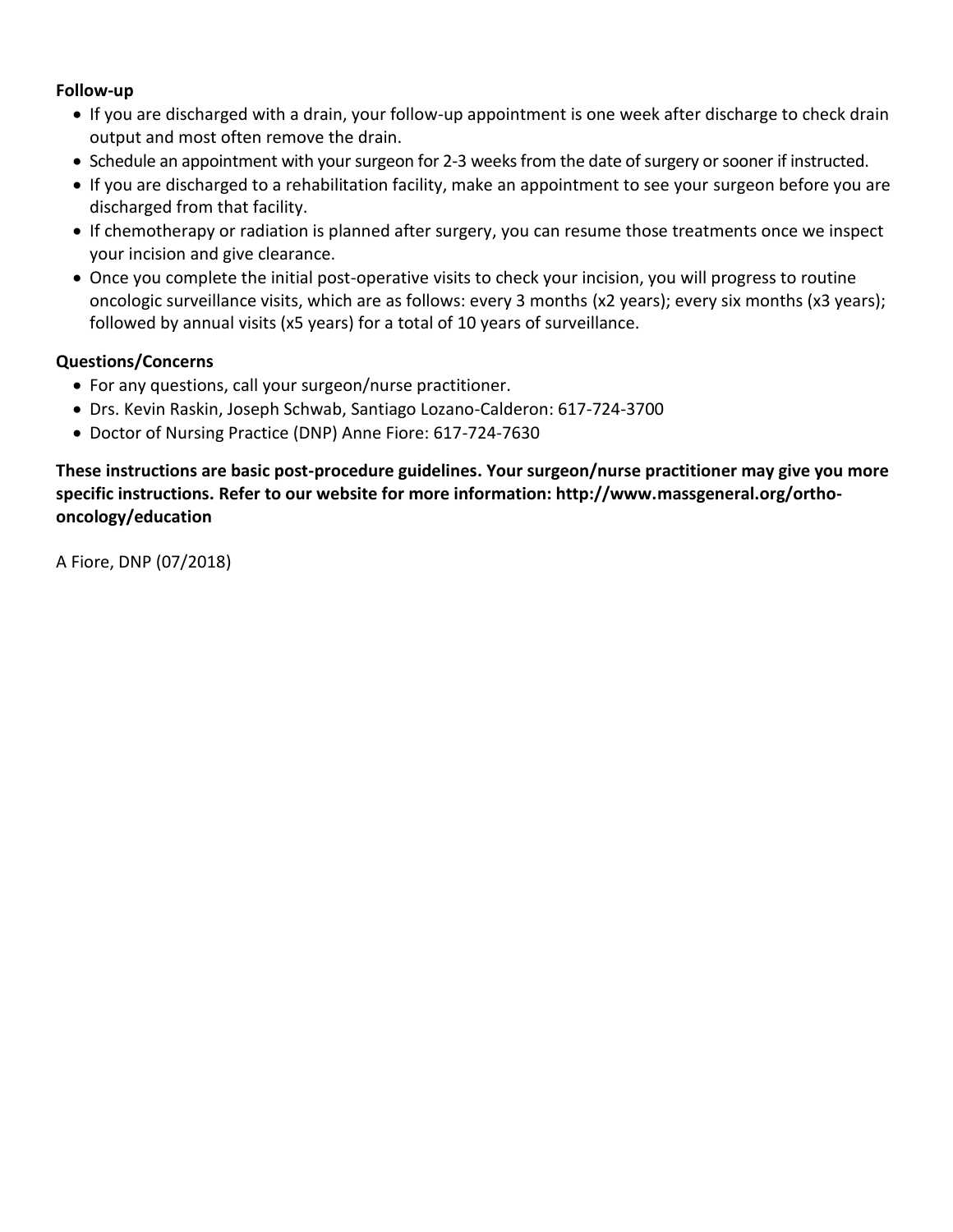**Follow-up**

- If you are discharged with a drain, your follow-up appointment is one week after discharge to check drain output and most often remove the drain.
- Schedule an appointment with your surgeon for 2-3 weeks from the date of surgery or sooner if instructed.
- If you are discharged to a rehabilitation facility, make an appointment to see your surgeon before you are discharged from that facility.
- If chemotherapy or radiation is planned after surgery, you can resume those treatments once we inspect your incision and give clearance.
- Once you complete the initial post-operative visits to check your incision, you will progress to routine oncologic surveillance visits, which are as follows: every 3 months (x2 years); every six months (x3 years); followed by annual visits (x5 years) for a total of 10 years of surveillance.

**Questions/Concerns**

- For any questions, call your surgeon/nurse practitioner.
- Drs. Kevin Raskin, Joseph Schwab, Santiago Lozano-Calderon: 617-724-3700
- Doctor of Nursing Practice (DNP) Anne Fiore: 617-724-7630

**These instructions are basic post-procedure guidelines. Your surgeon/nurse practitioner may give you more specific instructions. Refer to our website for more information: http://www.massgeneral.org/ortho-oncology/education**

A Fiore, DNP (07/2018)